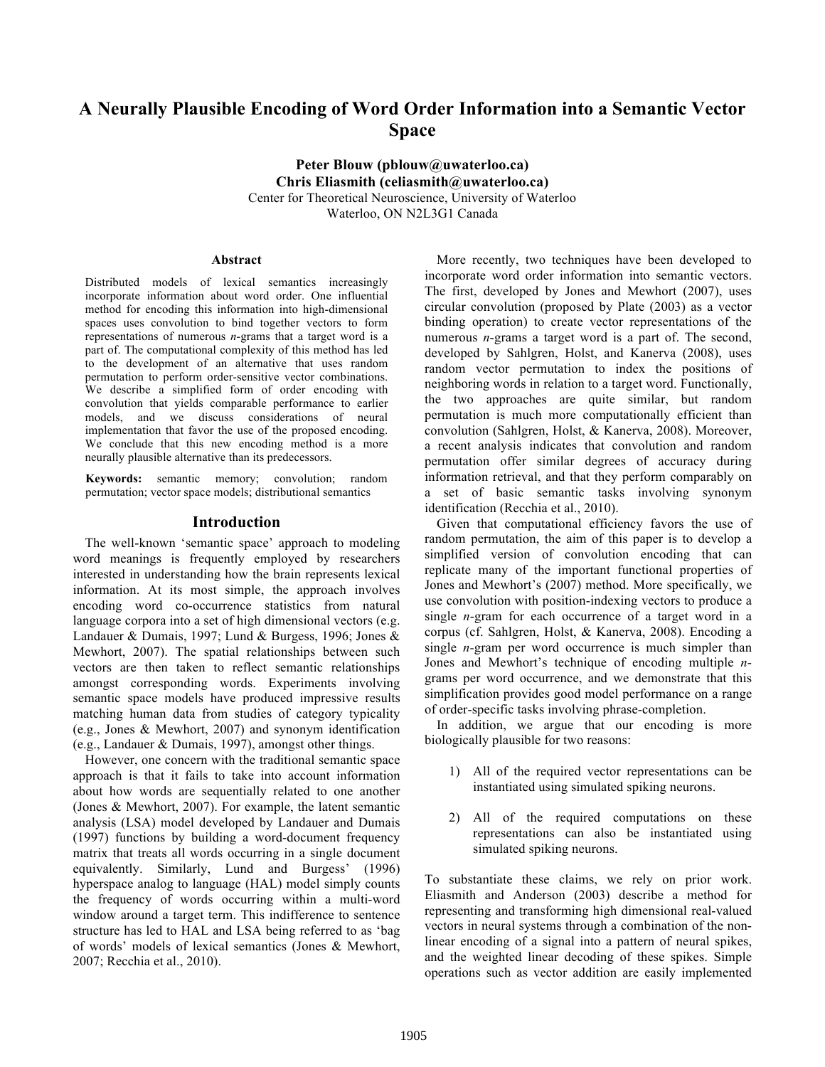# A Neurally Plausible Encoding of Word Order Information into a Semantic Vector Space

**Peter Blouw (pblouw@uwaterloo.ca)**
**Chris Eliasmith (celiasmith@uwaterloo.ca)**
Center for Theoretical Neuroscience, University of Waterloo
Waterloo, ON N2L3G1 Canada

## Abstract

Distributed models of lexical semantics increasingly incorporate information about word order. One influential method for encoding this information into high-dimensional spaces uses convolution to bind together vectors to form representations of numerous *n*-grams that a target word is a part of. The computational complexity of this method has led to the development of an alternative that uses random permutation to perform order-sensitive vector combinations. We describe a simplified form of order encoding with convolution that yields comparable performance to earlier models, and we discuss considerations of neural implementation that favor the use of the proposed encoding. We conclude that this new encoding method is a more neurally plausible alternative than its predecessors.

**Keywords:** semantic memory; convolution; random permutation; vector space models; distributional semantics

## Introduction

The well-known 'semantic space' approach to modeling word meanings is frequently employed by researchers interested in understanding how the brain represents lexical information. At its most simple, the approach involves encoding word co-occurrence statistics from natural language corpora into a set of high dimensional vectors (e.g. Landauer & Dumais, 1997; Lund & Burgess, 1996; Jones & Mewhort, 2007). The spatial relationships between such vectors are then taken to reflect semantic relationships amongst corresponding words. Experiments involving semantic space models have produced impressive results matching human data from studies of category typicality (e.g., Jones & Mewhort, 2007) and synonym identification (e.g., Landauer & Dumais, 1997), amongst other things.

However, one concern with the traditional semantic space approach is that it fails to take into account information about how words are sequentially related to one another (Jones & Mewhort, 2007). For example, the latent semantic analysis (LSA) model developed by Landauer and Dumais (1997) functions by building a word-document frequency matrix that treats all words occurring in a single document equivalently. Similarly, Lund and Burgess' (1996) hyperspace analog to language (HAL) model simply counts the frequency of words occurring within a multi-word window around a target term. This indifference to sentence structure has led to HAL and LSA being referred to as 'bag of words' models of lexical semantics (Jones & Mewhort, 2007; Recchia et al., 2010).

More recently, two techniques have been developed to incorporate word order information into semantic vectors. The first, developed by Jones and Mewhort (2007), uses circular convolution (proposed by Plate (2003) as a vector binding operation) to create vector representations of the numerous *n*-grams a target word is a part of. The second, developed by Sahlgren, Holst, and Kanerva (2008), uses random vector permutation to index the positions of neighboring words in relation to a target word. Functionally, the two approaches are quite similar, but random permutation is much more computationally efficient than convolution (Sahlgren, Holst, & Kanerva, 2008). Moreover, a recent analysis indicates that convolution and random permutation offer similar degrees of accuracy during information retrieval, and that they perform comparably on a set of basic semantic tasks involving synonym identification (Recchia et al., 2010).

Given that computational efficiency favors the use of random permutation, the aim of this paper is to develop a simplified version of convolution encoding that can replicate many of the important functional properties of Jones and Mewhort's (2007) method. More specifically, we use convolution with position-indexing vectors to produce a single *n*-gram for each occurrence of a target word in a corpus (cf. Sahlgren, Holst, & Kanerva, 2008). Encoding a single *n*-gram per word occurrence is much simpler than Jones and Mewhort's technique of encoding multiple *n*-grams per word occurrence, and we demonstrate that this simplification provides good model performance on a range of order-specific tasks involving phrase-completion.

In addition, we argue that our encoding is more biologically plausible for two reasons:

1) All of the required vector representations can be instantiated using simulated spiking neurons.

2) All of the required computations on these representations can also be instantiated using simulated spiking neurons.

To substantiate these claims, we rely on prior work. Eliasmith and Anderson (2003) describe a method for representing and transforming high dimensional real-valued vectors in neural systems through a combination of the non-linear encoding of a signal into a pattern of neural spikes, and the weighted linear decoding of these spikes. Simple operations such as vector addition are easily implemented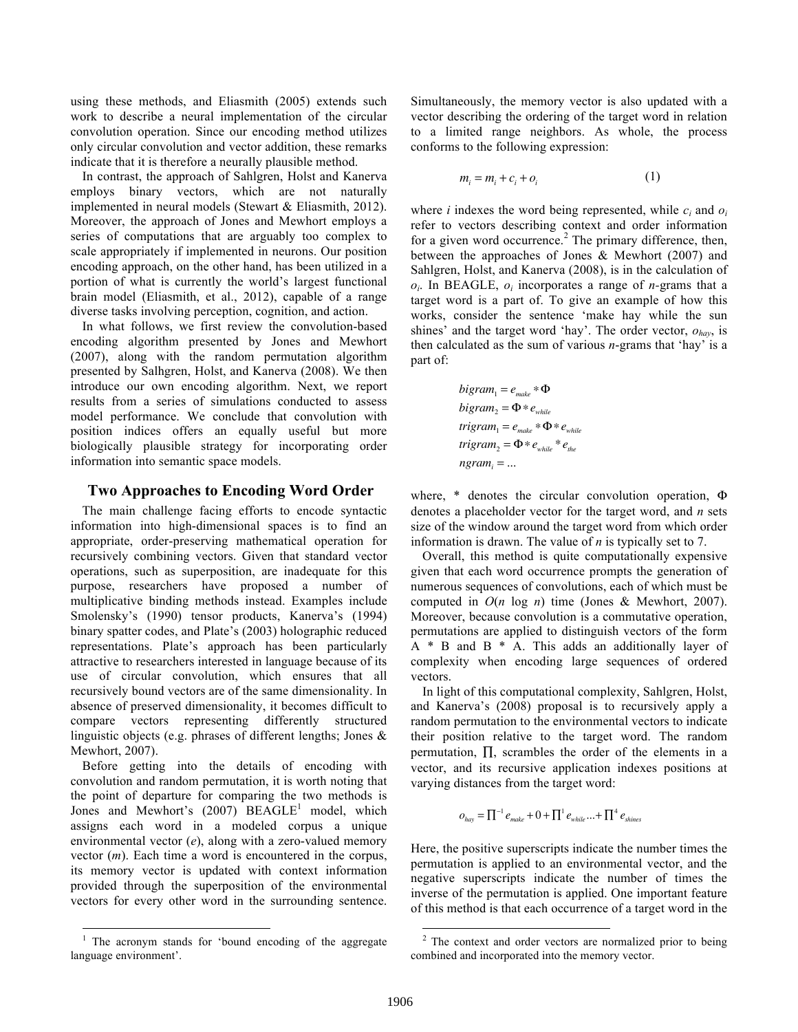using these methods, and Eliasmith (2005) extends such work to describe a neural implementation of the circular convolution operation. Since our encoding method utilizes only circular convolution and vector addition, these remarks indicate that it is therefore a neurally plausible method.

In contrast, the approach of Sahlgren, Holst and Kanerva employs binary vectors, which are not naturally implemented in neural models (Stewart & Eliasmith, 2012). Moreover, the approach of Jones and Mewhort employs a series of computations that are arguably too complex to scale appropriately if implemented in neurons. Our position encoding approach, on the other hand, has been utilized in a portion of what is currently the world's largest functional brain model (Eliasmith, et al., 2012), capable of a range diverse tasks involving perception, cognition, and action.

In what follows, we first review the convolution-based encoding algorithm presented by Jones and Mewhort (2007), along with the random permutation algorithm presented by Salhgren, Holst, and Kanerva (2008). We then introduce our own encoding algorithm. Next, we report results from a series of simulations conducted to assess model performance. We conclude that convolution with position indices offers an equally useful but more biologically plausible strategy for incorporating order information into semantic space models.

## Two Approaches to Encoding Word Order

The main challenge facing efforts to encode syntactic information into high-dimensional spaces is to find an appropriate, order-preserving mathematical operation for recursively combining vectors. Given that standard vector operations, such as superposition, are inadequate for this purpose, researchers have proposed a number of multiplicative binding methods instead. Examples include Smolensky's (1990) tensor products, Kanerva's (1994) binary spatter codes, and Plate's (2003) holographic reduced representations. Plate's approach has been particularly attractive to researchers interested in language because of its use of circular convolution, which ensures that all recursively bound vectors are of the same dimensionality. In absence of preserved dimensionality, it becomes difficult to compare vectors representing differently structured linguistic objects (e.g. phrases of different lengths; Jones & Mewhort, 2007).

Before getting into the details of encoding with convolution and random permutation, it is worth noting that the point of departure for comparing the two methods is Jones and Mewhort's (2007) BEAGLE[1] model, which assigns each word in a modeled corpus a unique environmental vector ($e$), along with a zero-valued memory vector ($m$). Each time a word is encountered in the corpus, its memory vector is updated with context information provided through the superposition of the environmental vectors for every other word in the surrounding sentence. Simultaneously, the memory vector is also updated with a vector describing the ordering of the target word in relation to a limited range neighbors. As whole, the process conforms to the following expression:

$$m_i = m_i + c_i + o_i \qquad (1)$$

where $i$ indexes the word being represented, while $c_i$ and $o_i$ refer to vectors describing context and order information for a given word occurrence.[2] The primary difference, then, between the approaches of Jones & Mewhort (2007) and Sahlgren, Holst, and Kanerva (2008), is in the calculation of $o_i$. In BEAGLE, $o_i$ incorporates a range of $n$-grams that a target word is a part of. To give an example of how this works, consider the sentence 'make hay while the sun shines' and the target word 'hay'. The order vector, $o_{hay}$, is then calculated as the sum of various $n$-grams that 'hay' is a part of:

$$\begin{aligned} bigram_1 &= e_{make} * \Phi \\ bigram_2 &= \Phi * e_{while} \\ trigram_1 &= e_{make} * \Phi * e_{while} \\ trigram_2 &= \Phi * e_{while} * e_{the} \\ ngram_i &= ... \end{aligned}$$

where, * denotes the circular convolution operation, $\Phi$ denotes a placeholder vector for the target word, and $n$ sets size of the window around the target word from which order information is drawn. The value of $n$ is typically set to 7.

Overall, this method is quite computationally expensive given that each word occurrence prompts the generation of numerous sequences of convolutions, each of which must be computed in $O(n \log n)$ time (Jones & Mewhort, 2007). Moreover, because convolution is a commutative operation, permutations are applied to distinguish vectors of the form A * B and B * A. This adds an additionally layer of complexity when encoding large sequences of ordered vectors.

In light of this computational complexity, Sahlgren, Holst, and Kanerva's (2008) proposal is to recursively apply a random permutation to the environmental vectors to indicate their position relative to the target word. The random permutation, $\prod$, scrambles the order of the elements in a vector, and its recursive application indexes positions at varying distances from the target word:

$$o_{hay} = \prod^{-1} e_{make} + 0 + \prod^{1} e_{while} ... + \prod^{4} e_{shines}$$

Here, the positive superscripts indicate the number times the permutation is applied to an environmental vector, and the negative superscripts indicate the number of times the inverse of the permutation is applied. One important feature of this method is that each occurrence of a target word in the

[1] The acronym stands for 'bound encoding of the aggregate language environment'.

[2] The context and order vectors are normalized prior to being combined and incorporated into the memory vector.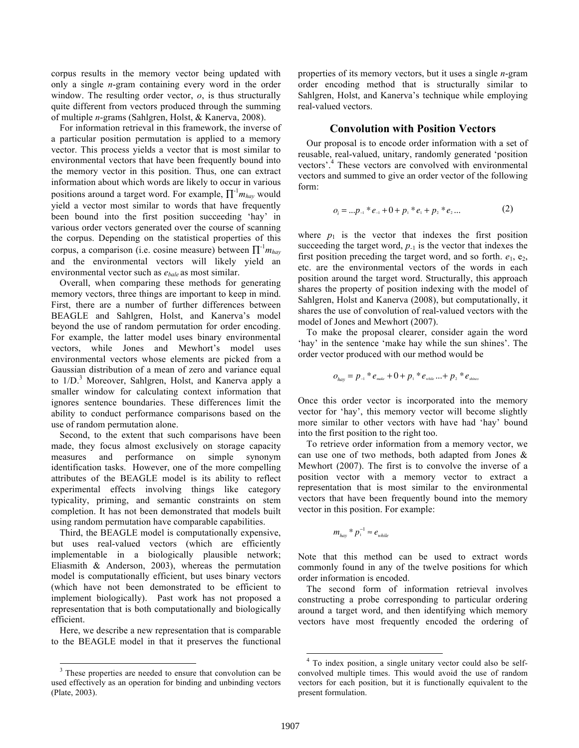corpus results in the memory vector being updated with only a single *n*-gram containing every word in the order window. The resulting order vector, *o*, is thus structurally quite different from vectors produced through the summing of multiple *n*-grams (Sahlgren, Holst, & Kanerva, 2008).

For information retrieval in this framework, the inverse of a particular position permutation is applied to a memory vector. This process yields a vector that is most similar to environmental vectors that have been frequently bound into the memory vector in this position. Thus, one can extract information about which words are likely to occur in various positions around a target word. For example, $\prod^{-1} m_{hay}$ would yield a vector most similar to words that have frequently been bound into the first position succeeding 'hay' in various order vectors generated over the course of scanning the corpus. Depending on the statistical properties of this corpus, a comparison (i.e. cosine measure) between $\prod^{-1} m_{hay}$ and the environmental vectors will likely yield an environmental vector such as $e_{bale}$ as most similar.

Overall, when comparing these methods for generating memory vectors, three things are important to keep in mind. First, there are a number of further differences between BEAGLE and Sahlgren, Holst, and Kanerva's model beyond the use of random permutation for order encoding. For example, the latter model uses binary environmental vectors, while Jones and Mewhort's model uses environmental vectors whose elements are picked from a Gaussian distribution of a mean of zero and variance equal to 1/D.[3] Moreover, Sahlgren, Holst, and Kanerva apply a smaller window for calculating context information that ignores sentence boundaries. These differences limit the ability to conduct performance comparisons based on the use of random permutation alone.

Second, to the extent that such comparisons have been made, they focus almost exclusively on storage capacity measures and performance on simple synonym identification tasks. However, one of the more compelling attributes of the BEAGLE model is its ability to reflect experimental effects involving things like category typicality, priming, and semantic constraints on stem completion. It has not been demonstrated that models built using random permutation have comparable capabilities.

Third, the BEAGLE model is computationally expensive, but uses real-valued vectors (which are efficiently implementable in a biologically plausible network; Eliasmith & Anderson, 2003), whereas the permutation model is computationally efficient, but uses binary vectors (which have not been demonstrated to be efficient to implement biologically). Past work has not proposed a representation that is both computationally and biologically efficient.

Here, we describe a new representation that is comparable to the BEAGLE model in that it preserves the functional properties of its memory vectors, but it uses a single *n*-gram order encoding method that is structurally similar to Sahlgren, Holst, and Kanerva's technique while employing real-valued vectors.

## Convolution with Position Vectors

Our proposal is to encode order information with a set of reusable, real-valued, unitary, randomly generated 'position vectors'.[4] These vectors are convolved with environmental vectors and summed to give an order vector of the following form:

$$o_i = \ldots p_{-1} * e_{-1} + 0 + p_1 * e_1 + p_2 * e_2 \ldots \qquad (2)$$

where $p_1$ is the vector that indexes the first position succeeding the target word, $p_{-1}$ is the vector that indexes the first position preceding the target word, and so forth. $e_1$, $e_2$, etc. are the environmental vectors of the words in each position around the target word. Structurally, this approach shares the property of position indexing with the model of Sahlgren, Holst and Kanerva (2008), but computationally, it shares the use of convolution of real-valued vectors with the model of Jones and Mewhort (2007).

To make the proposal clearer, consider again the word 'hay' in the sentence 'make hay while the sun shines'. The order vector produced with our method would be

$$o_{hay} = p_{-1} * e_{make} + 0 + p_1 * e_{while} \ldots + p_2 * e_{shines}$$

Once this order vector is incorporated into the memory vector for 'hay', this memory vector will become slightly more similar to other vectors with have had 'hay' bound into the first position to the right too.

To retrieve order information from a memory vector, we can use one of two methods, both adapted from Jones & Mewhort (2007). The first is to convolve the inverse of a position vector with a memory vector to extract a representation that is most similar to the environmental vectors that have been frequently bound into the memory vector in this position. For example:

$$m_{hay} * p_1^{-1} \approx e_{while}$$

Note that this method can be used to extract words commonly found in any of the twelve positions for which order information is encoded.

The second form of information retrieval involves constructing a probe corresponding to particular ordering around a target word, and then identifying which memory vectors have most frequently encoded the ordering of

---

[3] These properties are needed to ensure that convolution can be used effectively as an operation for binding and unbinding vectors (Plate, 2003).

[4] To index position, a single unitary vector could also be self-convolved multiple times. This would avoid the use of random vectors for each position, but it is functionally equivalent to the present formulation.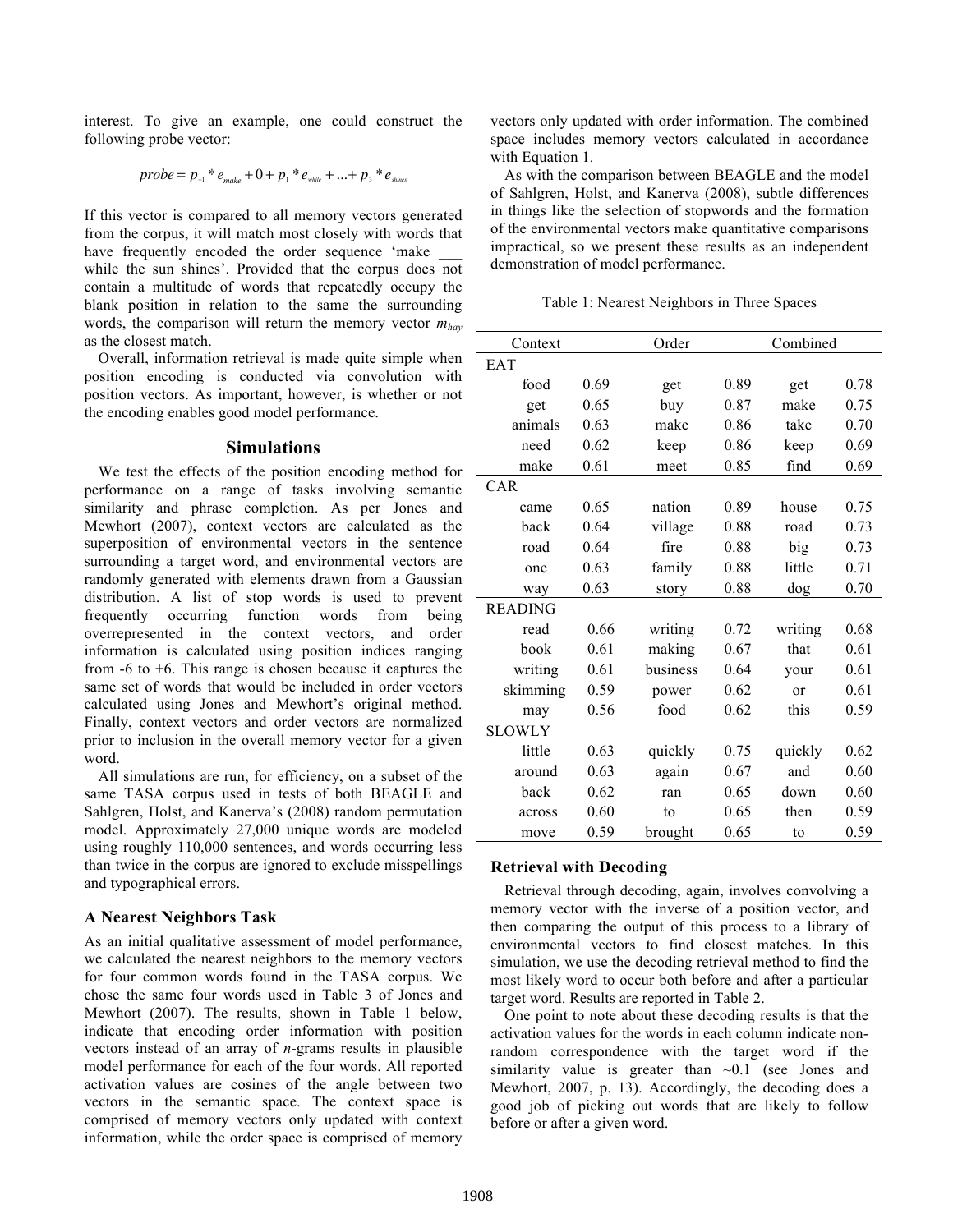interest. To give an example, one could construct the following probe vector:

$$probe = p_{-1} * e_{make} + 0 + p_1 * e_{while} + ... + p_3 * e_{shines}$$

If this vector is compared to all memory vectors generated from the corpus, it will match most closely with words that have frequently encoded the order sequence 'make ___ while the sun shines'. Provided that the corpus does not contain a multitude of words that repeatedly occupy the blank position in relation to the same the surrounding words, the comparison will return the memory vector $m_{hay}$ as the closest match.

Overall, information retrieval is made quite simple when position encoding is conducted via convolution with position vectors. As important, however, is whether or not the encoding enables good model performance.

## Simulations

We test the effects of the position encoding method for performance on a range of tasks involving semantic similarity and phrase completion. As per Jones and Mewhort (2007), context vectors are calculated as the superposition of environmental vectors in the sentence surrounding a target word, and environmental vectors are randomly generated with elements drawn from a Gaussian distribution. A list of stop words is used to prevent frequently occurring function words from being overrepresented in the context vectors, and order information is calculated using position indices ranging from -6 to +6. This range is chosen because it captures the same set of words that would be included in order vectors calculated using Jones and Mewhort's original method. Finally, context vectors and order vectors are normalized prior to inclusion in the overall memory vector for a given word.

All simulations are run, for efficiency, on a subset of the same TASA corpus used in tests of both BEAGLE and Sahlgren, Holst, and Kanerva's (2008) random permutation model. Approximately 27,000 unique words are modeled using roughly 110,000 sentences, and words occurring less than twice in the corpus are ignored to exclude misspellings and typographical errors.

### A Nearest Neighbors Task

As an initial qualitative assessment of model performance, we calculated the nearest neighbors to the memory vectors for four common words found in the TASA corpus. We chose the same four words used in Table 3 of Jones and Mewhort (2007). The results, shown in Table 1 below, indicate that encoding order information with position vectors instead of an array of *n*-grams results in plausible model performance for each of the four words. All reported activation values are cosines of the angle between two vectors in the semantic space. The context space is comprised of memory vectors only updated with context information, while the order space is comprised of memory vectors only updated with order information. The combined space includes memory vectors calculated in accordance with Equation 1.

As with the comparison between BEAGLE and the model of Sahlgren, Holst, and Kanerva (2008), subtle differences in things like the selection of stopwords and the formation of the environmental vectors make quantitative comparisons impractical, so we present these results as an independent demonstration of model performance.

Table 1: Nearest Neighbors in Three Spaces

| Context | | Order | | Combined | |
|---|---|---|---|---|---|
| EAT | | | | | |
| food | 0.69 | get | 0.89 | get | 0.78 |
| get | 0.65 | buy | 0.87 | make | 0.75 |
| animals | 0.63 | make | 0.86 | take | 0.70 |
| need | 0.62 | keep | 0.86 | keep | 0.69 |
| make | 0.61 | meet | 0.85 | find | 0.69 |
| CAR | | | | | |
| came | 0.65 | nation | 0.89 | house | 0.75 |
| back | 0.64 | village | 0.88 | road | 0.73 |
| road | 0.64 | fire | 0.88 | big | 0.73 |
| one | 0.63 | family | 0.88 | little | 0.71 |
| way | 0.63 | story | 0.88 | dog | 0.70 |
| READING | | | | | |
| read | 0.66 | writing | 0.72 | writing | 0.68 |
| book | 0.61 | making | 0.67 | that | 0.61 |
| writing | 0.61 | business | 0.64 | your | 0.61 |
| skimming | 0.59 | power | 0.62 | or | 0.61 |
| may | 0.56 | food | 0.62 | this | 0.59 |
| SLOWLY | | | | | |
| little | 0.63 | quickly | 0.75 | quickly | 0.62 |
| around | 0.63 | again | 0.67 | and | 0.60 |
| back | 0.62 | ran | 0.65 | down | 0.60 |
| across | 0.60 | to | 0.65 | then | 0.59 |
| move | 0.59 | brought | 0.65 | to | 0.59 |

### Retrieval with Decoding

Retrieval through decoding, again, involves convolving a memory vector with the inverse of a position vector, and then comparing the output of this process to a library of environmental vectors to find closest matches. In this simulation, we use the decoding retrieval method to find the most likely word to occur both before and after a particular target word. Results are reported in Table 2.

One point to note about these decoding results is that the activation values for the words in each column indicate non-random correspondence with the target word if the similarity value is greater than ~0.1 (see Jones and Mewhort, 2007, p. 13). Accordingly, the decoding does a good job of picking out words that are likely to follow before or after a given word.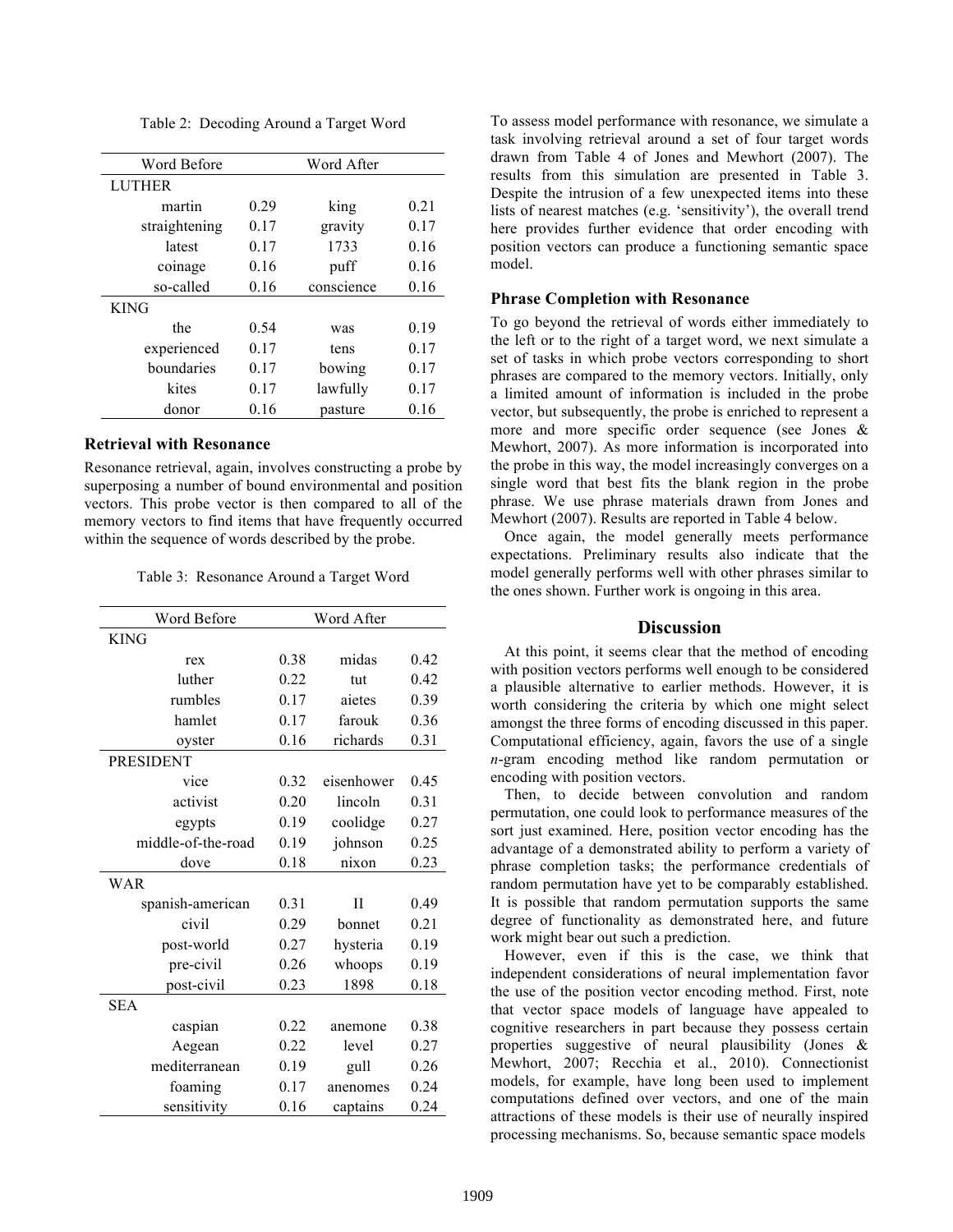Table 2: Decoding Around a Target Word

| Word Before | | Word After | |
|---|---|---|---|
| LUTHER | | | |
| martin | 0.29 | king | 0.21 |
| straightening | 0.17 | gravity | 0.17 |
| latest | 0.17 | 1733 | 0.16 |
| coinage | 0.16 | puff | 0.16 |
| so-called | 0.16 | conscience | 0.16 |
| KING | | | |
| the | 0.54 | was | 0.19 |
| experienced | 0.17 | tens | 0.17 |
| boundaries | 0.17 | bowing | 0.17 |
| kites | 0.17 | lawfully | 0.17 |
| donor | 0.16 | pasture | 0.16 |

### Retrieval with Resonance

Resonance retrieval, again, involves constructing a probe by superposing a number of bound environmental and position vectors. This probe vector is then compared to all of the memory vectors to find items that have frequently occurred within the sequence of words described by the probe.

Table 3: Resonance Around a Target Word

| Word Before | | Word After | |
|---|---|---|---|
| KING | | | |
| rex | 0.38 | midas | 0.42 |
| luther | 0.22 | tut | 0.42 |
| rumbles | 0.17 | aietes | 0.39 |
| hamlet | 0.17 | farouk | 0.36 |
| oyster | 0.16 | richards | 0.31 |
| PRESIDENT | | | |
| vice | 0.32 | eisenhower | 0.45 |
| activist | 0.20 | lincoln | 0.31 |
| egypts | 0.19 | coolidge | 0.27 |
| middle-of-the-road | 0.19 | johnson | 0.25 |
| dove | 0.18 | nixon | 0.23 |
| WAR | | | |
| spanish-american | 0.31 | II | 0.49 |
| civil | 0.29 | bonnet | 0.21 |
| post-world | 0.27 | hysteria | 0.19 |
| pre-civil | 0.26 | whoops | 0.19 |
| post-civil | 0.23 | 1898 | 0.18 |
| SEA | | | |
| caspian | 0.22 | anemone | 0.38 |
| Aegean | 0.22 | level | 0.27 |
| mediterranean | 0.19 | gull | 0.26 |
| foaming | 0.17 | anenomes | 0.24 |
| sensitivity | 0.16 | captains | 0.24 |

To assess model performance with resonance, we simulate a task involving retrieval around a set of four target words drawn from Table 4 of Jones and Mewhort (2007). The results from this simulation are presented in Table 3. Despite the intrusion of a few unexpected items into these lists of nearest matches (e.g. 'sensitivity'), the overall trend here provides further evidence that order encoding with position vectors can produce a functioning semantic space model.

### Phrase Completion with Resonance

To go beyond the retrieval of words either immediately to the left or to the right of a target word, we next simulate a set of tasks in which probe vectors corresponding to short phrases are compared to the memory vectors. Initially, only a limited amount of information is included in the probe vector, but subsequently, the probe is enriched to represent a more and more specific order sequence (see Jones & Mewhort, 2007). As more information is incorporated into the probe in this way, the model increasingly converges on a single word that best fits the blank region in the probe phrase. We use phrase materials drawn from Jones and Mewhort (2007). Results are reported in Table 4 below.

Once again, the model generally meets performance expectations. Preliminary results also indicate that the model generally performs well with other phrases similar to the ones shown. Further work is ongoing in this area.

## Discussion

At this point, it seems clear that the method of encoding with position vectors performs well enough to be considered a plausible alternative to earlier methods. However, it is worth considering the criteria by which one might select amongst the three forms of encoding discussed in this paper. Computational efficiency, again, favors the use of a single *n*-gram encoding method like random permutation or encoding with position vectors.

Then, to decide between convolution and random permutation, one could look to performance measures of the sort just examined. Here, position vector encoding has the advantage of a demonstrated ability to perform a variety of phrase completion tasks; the performance credentials of random permutation have yet to be comparably established. It is possible that random permutation supports the same degree of functionality as demonstrated here, and future work might bear out such a prediction.

However, even if this is the case, we think that independent considerations of neural implementation favor the use of the position vector encoding method. First, note that vector space models of language have appealed to cognitive researchers in part because they possess certain properties suggestive of neural plausibility (Jones & Mewhort, 2007; Recchia et al., 2010). Connectionist models, for example, have long been used to implement computations defined over vectors, and one of the main attractions of these models is their use of neurally inspired processing mechanisms. So, because semantic space models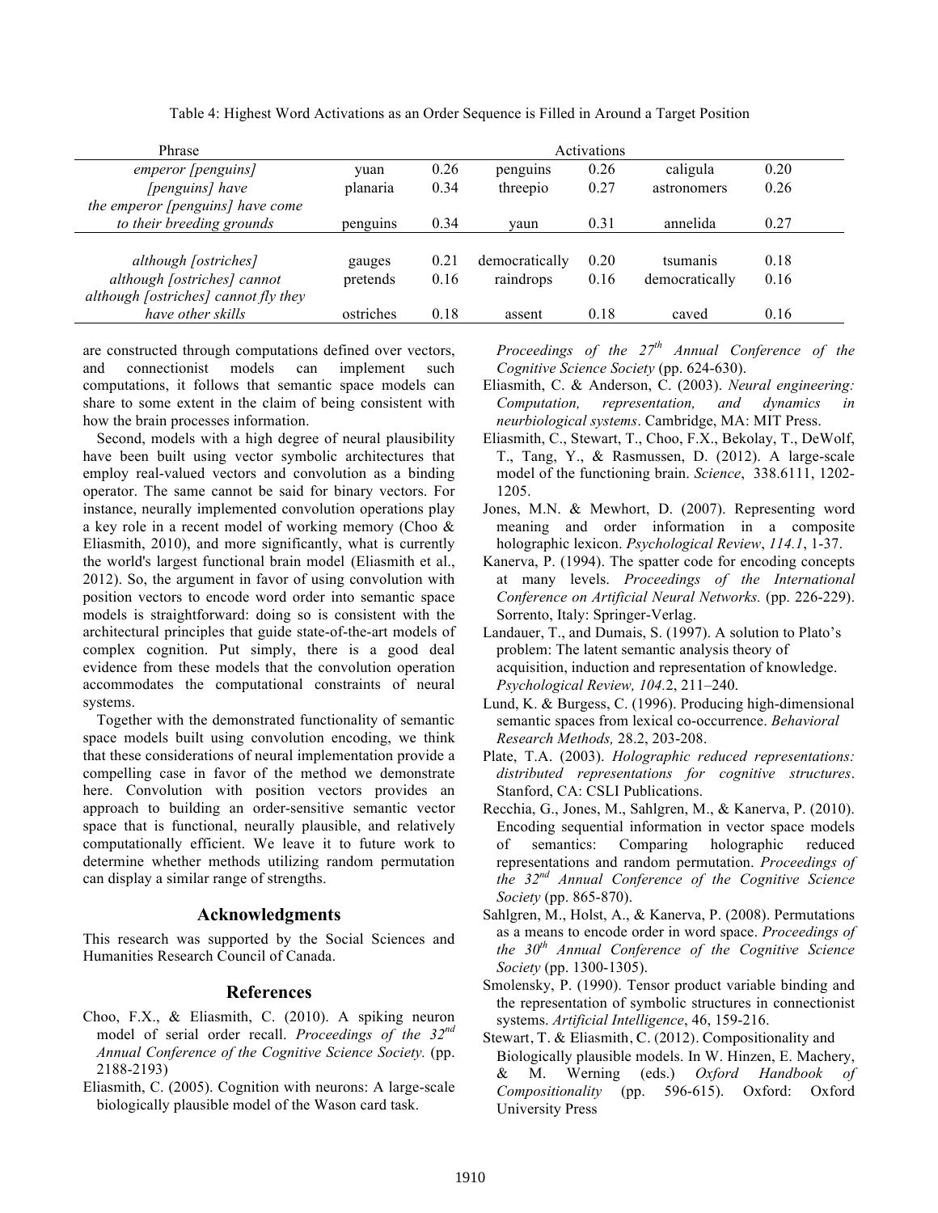Table 4: Highest Word Activations as an Order Sequence is Filled in Around a Target Position

| Phrase | Activations | | | | | |
|---|---|---|---|---|---|---|
| *emperor [penguins]* | yuan | 0.26 | penguins | 0.26 | caligula | 0.20 |
| *[penguins] have* | planaria | 0.34 | threepio | 0.27 | astronomers | 0.26 |
| *the emperor [penguins] have come to their breeding grounds* | penguins | 0.34 | yaun | 0.31 | annelida | 0.27 |
| *although [ostriches]* | gauges | 0.21 | democratically | 0.20 | tsumanis | 0.18 |
| *although [ostriches] cannot* | pretends | 0.16 | raindrops | 0.16 | democratically | 0.16 |
| *although [ostriches] cannot fly they have other skills* | ostriches | 0.18 | assent | 0.18 | caved | 0.16 |

are constructed through computations defined over vectors, and connectionist models can implement such computations, it follows that semantic space models can share to some extent in the claim of being consistent with how the brain processes information.

Second, models with a high degree of neural plausibility have been built using vector symbolic architectures that employ real-valued vectors and convolution as a binding operator. The same cannot be said for binary vectors. For instance, neurally implemented convolution operations play a key role in a recent model of working memory (Choo & Eliasmith, 2010), and more significantly, what is currently the world's largest functional brain model (Eliasmith et al., 2012). So, the argument in favor of using convolution with position vectors to encode word order into semantic space models is straightforward: doing so is consistent with the architectural principles that guide state-of-the-art models of complex cognition. Put simply, there is a good deal evidence from these models that the convolution operation accommodates the computational constraints of neural systems.

Together with the demonstrated functionality of semantic space models built using convolution encoding, we think that these considerations of neural implementation provide a compelling case in favor of the method we demonstrate here. Convolution with position vectors provides an approach to building an order-sensitive semantic vector space that is functional, neurally plausible, and relatively computationally efficient. We leave it to future work to determine whether methods utilizing random permutation can display a similar range of strengths.

## Acknowledgments

This research was supported by the Social Sciences and Humanities Research Council of Canada.

## References

Choo, F.X., & Eliasmith, C. (2010). A spiking neuron model of serial order recall. *Proceedings of the 32nd Annual Conference of the Cognitive Science Society.* (pp. 2188-2193)

Eliasmith, C. (2005). Cognition with neurons: A large-scale biologically plausible model of the Wason card task. *Proceedings of the 27th Annual Conference of the Cognitive Science Society* (pp. 624-630).

Eliasmith, C. & Anderson, C. (2003). *Neural engineering: Computation, representation, and dynamics in neurbiological systems*. Cambridge, MA: MIT Press.

Eliasmith, C., Stewart, T., Choo, F.X., Bekolay, T., DeWolf, T., Tang, Y., & Rasmussen, D. (2012). A large-scale model of the functioning brain. *Science*, 338.6111, 1202-1205.

Jones, M.N. & Mewhort, D. (2007). Representing word meaning and order information in a composite holographic lexicon. *Psychological Review*, *114.1*, 1-37.

Kanerva, P. (1994). The spatter code for encoding concepts at many levels. *Proceedings of the International Conference on Artificial Neural Networks.* (pp. 226-229). Sorrento, Italy: Springer-Verlag.

Landauer, T., and Dumais, S. (1997). A solution to Plato's problem: The latent semantic analysis theory of acquisition, induction and representation of knowledge. *Psychological Review, 104.*2, 211–240.

Lund, K. & Burgess, C. (1996). Producing high-dimensional semantic spaces from lexical co-occurrence. *Behavioral Research Methods,* 28.2, 203-208.

Plate, T.A. (2003). *Holographic reduced representations: distributed representations for cognitive structures*. Stanford, CA: CSLI Publications.

Recchia, G., Jones, M., Sahlgren, M., & Kanerva, P. (2010). Encoding sequential information in vector space models of semantics: Comparing holographic reduced representations and random permutation. *Proceedings of the 32nd Annual Conference of the Cognitive Science Society* (pp. 865-870).

Sahlgren, M., Holst, A., & Kanerva, P. (2008). Permutations as a means to encode order in word space. *Proceedings of the 30th Annual Conference of the Cognitive Science Society* (pp. 1300-1305).

Smolensky, P. (1990). Tensor product variable binding and the representation of symbolic structures in connectionist systems. *Artificial Intelligence*, 46, 159-216.

Stewart, T. & Eliasmith, C. (2012). Compositionality and Biologically plausible models. In W. Hinzen, E. Machery, & M. Werning (eds.) *Oxford Handbook of Compositionality* (pp. 596-615). Oxford: Oxford University Press